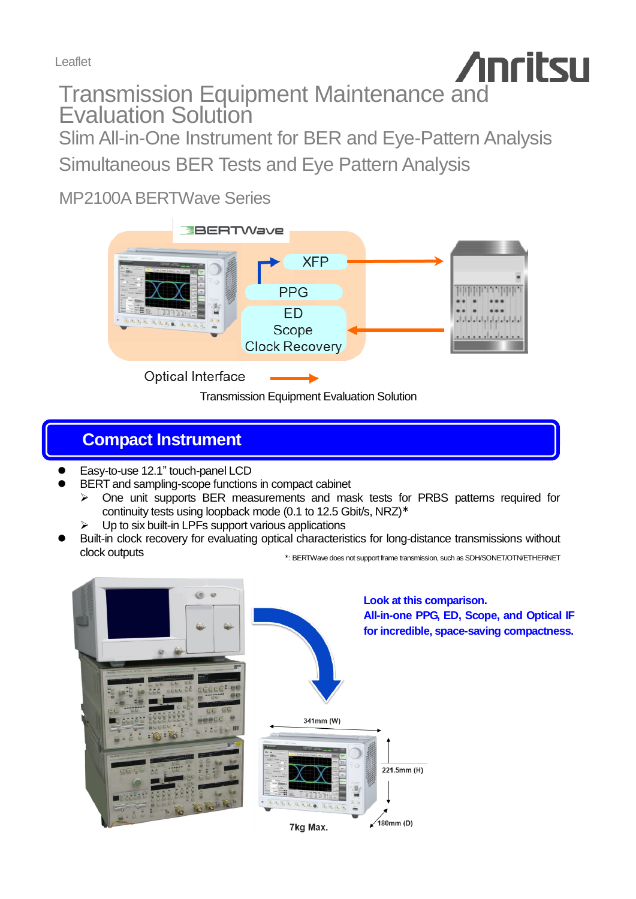Leaflet

# Transmission Equipment Maintenance and Evaluation Solution

## Slim All-in-One Instrument for BER and Eye-Pattern Analysis

## Simultaneous BER Tests and Eye Pattern Analysis

MP2100A BERTWave Series

BERTWave

XFP

PPG

ED
Scope
Clock Recovery

Optical Interface

Transmission Equipment Evaluation Solution

## Compact Instrument

- Easy-to-use 12.1" touch-panel LCD
- BERT and sampling-scope functions in compact cabinet
  - One unit supports BER measurements and mask tests for PRBS patterns required for continuity tests using loopback mode (0.1 to 12.5 Gbit/s, NRZ)*
  - Up to six built-in LPFs support various applications
- Built-in clock recovery for evaluating optical characteristics for long-distance transmissions without clock outputs

*: BERTWave does not support frame transmission, such as SDH/SONET/OTN/ETHERNET

**Look at this comparison.**
**All-in-one PPG, ED, Scope, and Optical IF for incredible, space-saving compactness.**

341mm (W)

221.5mm (H)

180mm (D)

7kg Max.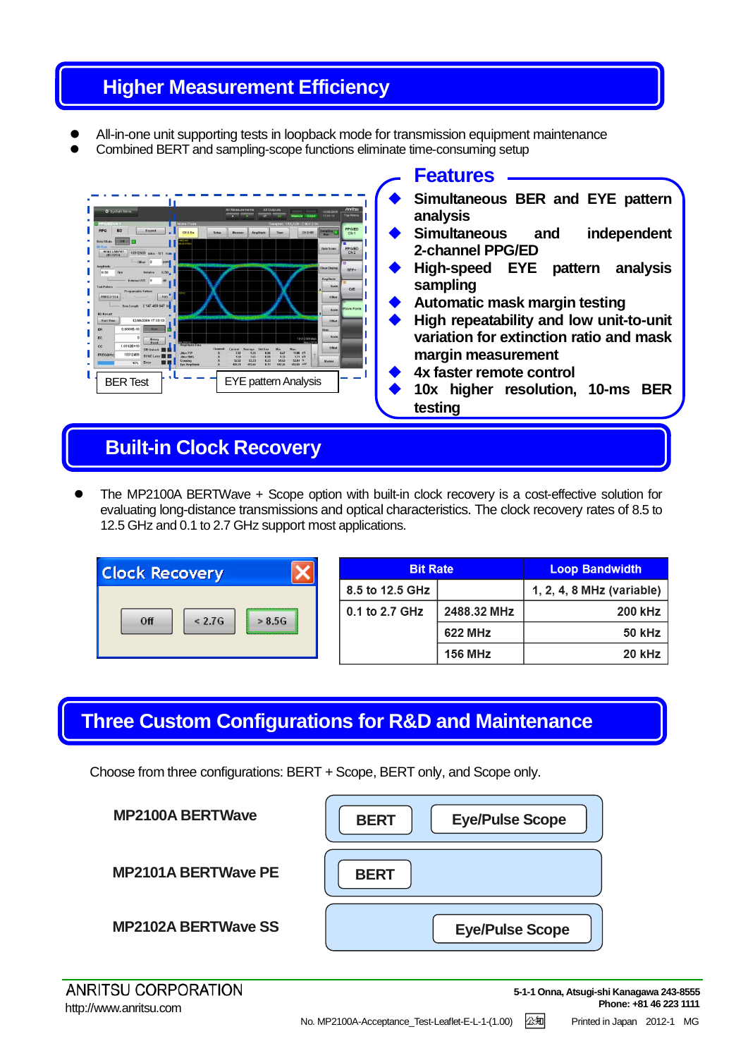## Higher Measurement Efficiency

- All-in-one unit supporting tests in loopback mode for transmission equipment maintenance
- Combined BERT and sampling-scope functions eliminate time-consuming setup

BER Test

EYE pattern Analysis

### Features

- **Simultaneous BER and EYE pattern analysis**
- **Simultaneous and independent 2-channel PPG/ED**
- **High-speed EYE pattern analysis sampling**
- **Automatic mask margin testing**
- **High repeatability and low unit-to-unit variation for extinction ratio and mask margin measurement**
- **4x faster remote control**
- **10x higher resolution, 10-ms BER testing**

## Built-in Clock Recovery

- The MP2100A BERTWave + Scope option with built-in clock recovery is a cost-effective solution for evaluating long-distance transmissions and optical characteristics. The clock recovery rates of 8.5 to 12.5 GHz and 0.1 to 2.7 GHz support most applications.

Clock Recovery

Off　< 2.7G　> 8.5G

| Bit Rate | | Loop Bandwidth |
|---|---|---|
| 8.5 to 12.5 GHz | | 1, 2, 4, 8 MHz (variable) |
| 0.1 to 2.7 GHz | 2488.32 MHz | 200 kHz |
| | 622 MHz | 50 kHz |
| | 156 MHz | 20 kHz |

## Three Custom Configurations for R&D and Maintenance

Choose from three configurations: BERT + Scope, BERT only, and Scope only.

| | | |
|---|---|---|
| **MP2100A BERTWave** | BERT | Eye/Pulse Scope |
| **MP2101A BERTWave PE** | BERT | |
| **MP2102A BERTWave SS** | | Eye/Pulse Scope |

ANRITSU CORPORATION
http://www.anritsu.com

5-1-1 Onna, Atsugi-shi Kanagawa 243-8555
Phone: +81 46 223 1111

No. MP2100A-Acceptance_Test-Leaflet-E-L-1-(1.00)　公知　Printed in Japan　2012-1　MG